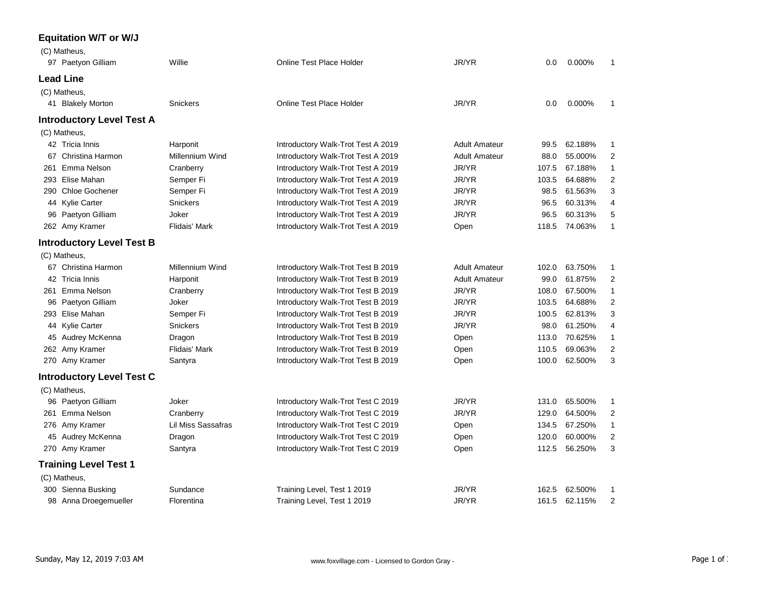## Equatation W/T or W/J

(C) Matheus,

| # | Rider | Horse | Test | Division | Score | Percent | Place |
|---|---|---|---|---|---|---|---|
| 97 | Paetyon Gilliam | Willie | Online Test Place Holder | JR/YR | 0.0 | 0.000% | 1 |

## Lead Line

(C) Matheus,

| # | Rider | Horse | Test | Division | Score | Percent | Place |
|---|---|---|---|---|---|---|---|
| 41 | Blakely Morton | Snickers | Online Test Place Holder | JR/YR | 0.0 | 0.000% | 1 |

## Introductory Level Test A

(C) Matheus,

| # | Rider | Horse | Test | Division | Score | Percent | Place |
|---|---|---|---|---|---|---|---|
| 42 | Tricia Innis | Harponit | Introductory Walk-Trot Test A 2019 | Adult Amateur | 99.5 | 62.188% | 1 |
| 67 | Christina Harmon | Millennium Wind | Introductory Walk-Trot Test A 2019 | Adult Amateur | 88.0 | 55.000% | 2 |
| 261 | Emma Nelson | Cranberry | Introductory Walk-Trot Test A 2019 | JR/YR | 107.5 | 67.188% | 1 |
| 293 | Elise Mahan | Semper Fi | Introductory Walk-Trot Test A 2019 | JR/YR | 103.5 | 64.688% | 2 |
| 290 | Chloe Gochener | Semper Fi | Introductory Walk-Trot Test A 2019 | JR/YR | 98.5 | 61.563% | 3 |
| 44 | Kylie Carter | Snickers | Introductory Walk-Trot Test A 2019 | JR/YR | 96.5 | 60.313% | 4 |
| 96 | Paetyon Gilliam | Joker | Introductory Walk-Trot Test A 2019 | JR/YR | 96.5 | 60.313% | 5 |
| 262 | Amy Kramer | Flidais' Mark | Introductory Walk-Trot Test A 2019 | Open | 118.5 | 74.063% | 1 |

## Introductory Level Test B

(C) Matheus,

| # | Rider | Horse | Test | Division | Score | Percent | Place |
|---|---|---|---|---|---|---|---|
| 67 | Christina Harmon | Millennium Wind | Introductory Walk-Trot Test B 2019 | Adult Amateur | 102.0 | 63.750% | 1 |
| 42 | Tricia Innis | Harponit | Introductory Walk-Trot Test B 2019 | Adult Amateur | 99.0 | 61.875% | 2 |
| 261 | Emma Nelson | Cranberry | Introductory Walk-Trot Test B 2019 | JR/YR | 108.0 | 67.500% | 1 |
| 96 | Paetyon Gilliam | Joker | Introductory Walk-Trot Test B 2019 | JR/YR | 103.5 | 64.688% | 2 |
| 293 | Elise Mahan | Semper Fi | Introductory Walk-Trot Test B 2019 | JR/YR | 100.5 | 62.813% | 3 |
| 44 | Kylie Carter | Snickers | Introductory Walk-Trot Test B 2019 | JR/YR | 98.0 | 61.250% | 4 |
| 45 | Audrey McKenna | Dragon | Introductory Walk-Trot Test B 2019 | Open | 113.0 | 70.625% | 1 |
| 262 | Amy Kramer | Flidais' Mark | Introductory Walk-Trot Test B 2019 | Open | 110.5 | 69.063% | 2 |
| 270 | Amy Kramer | Santyra | Introductory Walk-Trot Test B 2019 | Open | 100.0 | 62.500% | 3 |

## Introductory Level Test C

(C) Matheus,

| # | Rider | Horse | Test | Division | Score | Percent | Place |
|---|---|---|---|---|---|---|---|
| 96 | Paetyon Gilliam | Joker | Introductory Walk-Trot Test C 2019 | JR/YR | 131.0 | 65.500% | 1 |
| 261 | Emma Nelson | Cranberry | Introductory Walk-Trot Test C 2019 | JR/YR | 129.0 | 64.500% | 2 |
| 276 | Amy Kramer | Lil Miss Sassafras | Introductory Walk-Trot Test C 2019 | Open | 134.5 | 67.250% | 1 |
| 45 | Audrey McKenna | Dragon | Introductory Walk-Trot Test C 2019 | Open | 120.0 | 60.000% | 2 |
| 270 | Amy Kramer | Santyra | Introductory Walk-Trot Test C 2019 | Open | 112.5 | 56.250% | 3 |

## Training Level Test 1

(C) Matheus,

| # | Rider | Horse | Test | Division | Score | Percent | Place |
|---|---|---|---|---|---|---|---|
| 300 | Sienna Busking | Sundance | Training Level, Test 1 2019 | JR/YR | 162.5 | 62.500% | 1 |
| 98 | Anna Droegemueller | Florentina | Training Level, Test 1 2019 | JR/YR | 161.5 | 62.115% | 2 |

Sunday, May 12, 2019 7:03 AM www.foxvillage.com - Licensed to Gordon Gray -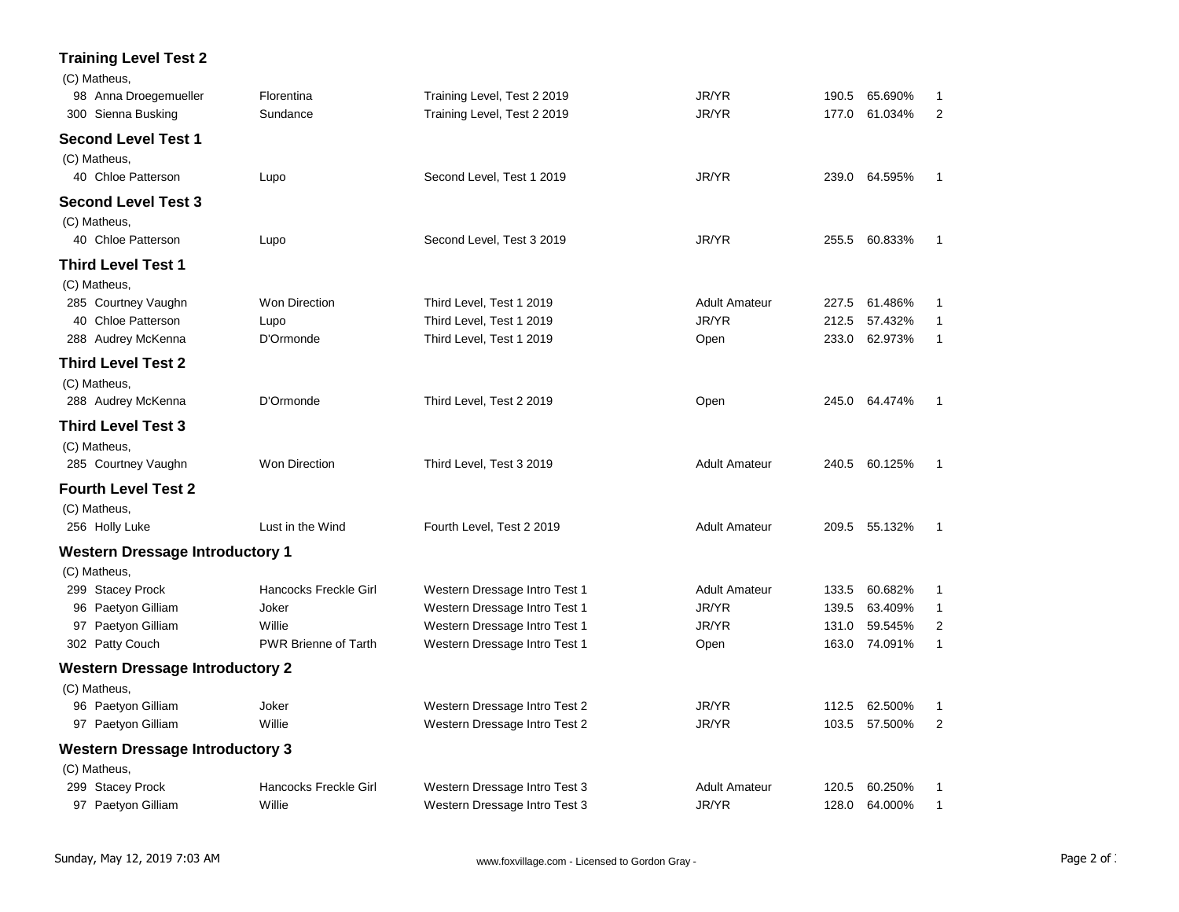## Training Level Test 2

(C) Matheus,

| No. | Rider | Horse | Test | Division | Score | Percent | Place |
|---|---|---|---|---|---|---|---|
| 98 | Anna Droegemueller | Florentina | Training Level, Test 2 2019 | JR/YR | 190.5 | 65.690% | 1 |
| 300 | Sienna Busking | Sundance | Training Level, Test 2 2019 | JR/YR | 177.0 | 61.034% | 2 |

## Second Level Test 1

(C) Matheus,

| No. | Rider | Horse | Test | Division | Score | Percent | Place |
|---|---|---|---|---|---|---|---|
| 40 | Chloe Patterson | Lupo | Second Level, Test 1 2019 | JR/YR | 239.0 | 64.595% | 1 |

## Second Level Test 3

(C) Matheus,

| No. | Rider | Horse | Test | Division | Score | Percent | Place |
|---|---|---|---|---|---|---|---|
| 40 | Chloe Patterson | Lupo | Second Level, Test 3 2019 | JR/YR | 255.5 | 60.833% | 1 |

## Third Level Test 1

(C) Matheus,

| No. | Rider | Horse | Test | Division | Score | Percent | Place |
|---|---|---|---|---|---|---|---|
| 285 | Courtney Vaughn | Won Direction | Third Level, Test 1 2019 | Adult Amateur | 227.5 | 61.486% | 1 |
| 40 | Chloe Patterson | Lupo | Third Level, Test 1 2019 | JR/YR | 212.5 | 57.432% | 1 |
| 288 | Audrey McKenna | D'Ormonde | Third Level, Test 1 2019 | Open | 233.0 | 62.973% | 1 |

## Third Level Test 2

(C) Matheus,

| No. | Rider | Horse | Test | Division | Score | Percent | Place |
|---|---|---|---|---|---|---|---|
| 288 | Audrey McKenna | D'Ormonde | Third Level, Test 2 2019 | Open | 245.0 | 64.474% | 1 |

## Third Level Test 3

(C) Matheus,

| No. | Rider | Horse | Test | Division | Score | Percent | Place |
|---|---|---|---|---|---|---|---|
| 285 | Courtney Vaughn | Won Direction | Third Level, Test 3 2019 | Adult Amateur | 240.5 | 60.125% | 1 |

## Fourth Level Test 2

(C) Matheus,

| No. | Rider | Horse | Test | Division | Score | Percent | Place |
|---|---|---|---|---|---|---|---|
| 256 | Holly Luke | Lust in the Wind | Fourth Level, Test 2 2019 | Adult Amateur | 209.5 | 55.132% | 1 |

## Western Dressage Introductory 1

(C) Matheus,

| No. | Rider | Horse | Test | Division | Score | Percent | Place |
|---|---|---|---|---|---|---|---|
| 299 | Stacey Prock | Hancocks Freckle Girl | Western Dressage Intro Test 1 | Adult Amateur | 133.5 | 60.682% | 1 |
| 96 | Paetyon Gilliam | Joker | Western Dressage Intro Test 1 | JR/YR | 139.5 | 63.409% | 1 |
| 97 | Paetyon Gilliam | Willie | Western Dressage Intro Test 1 | JR/YR | 131.0 | 59.545% | 2 |
| 302 | Patty Couch | PWR Brienne of Tarth | Western Dressage Intro Test 1 | Open | 163.0 | 74.091% | 1 |

## Western Dressage Introductory 2

(C) Matheus,

| No. | Rider | Horse | Test | Division | Score | Percent | Place |
|---|---|---|---|---|---|---|---|
| 96 | Paetyon Gilliam | Joker | Western Dressage Intro Test 2 | JR/YR | 112.5 | 62.500% | 1 |
| 97 | Paetyon Gilliam | Willie | Western Dressage Intro Test 2 | JR/YR | 103.5 | 57.500% | 2 |

## Western Dressage Introductory 3

(C) Matheus,

| No. | Rider | Horse | Test | Division | Score | Percent | Place |
|---|---|---|---|---|---|---|---|
| 299 | Stacey Prock | Hancocks Freckle Girl | Western Dressage Intro Test 3 | Adult Amateur | 120.5 | 60.250% | 1 |
| 97 | Paetyon Gilliam | Willie | Western Dressage Intro Test 3 | JR/YR | 128.0 | 64.000% | 1 |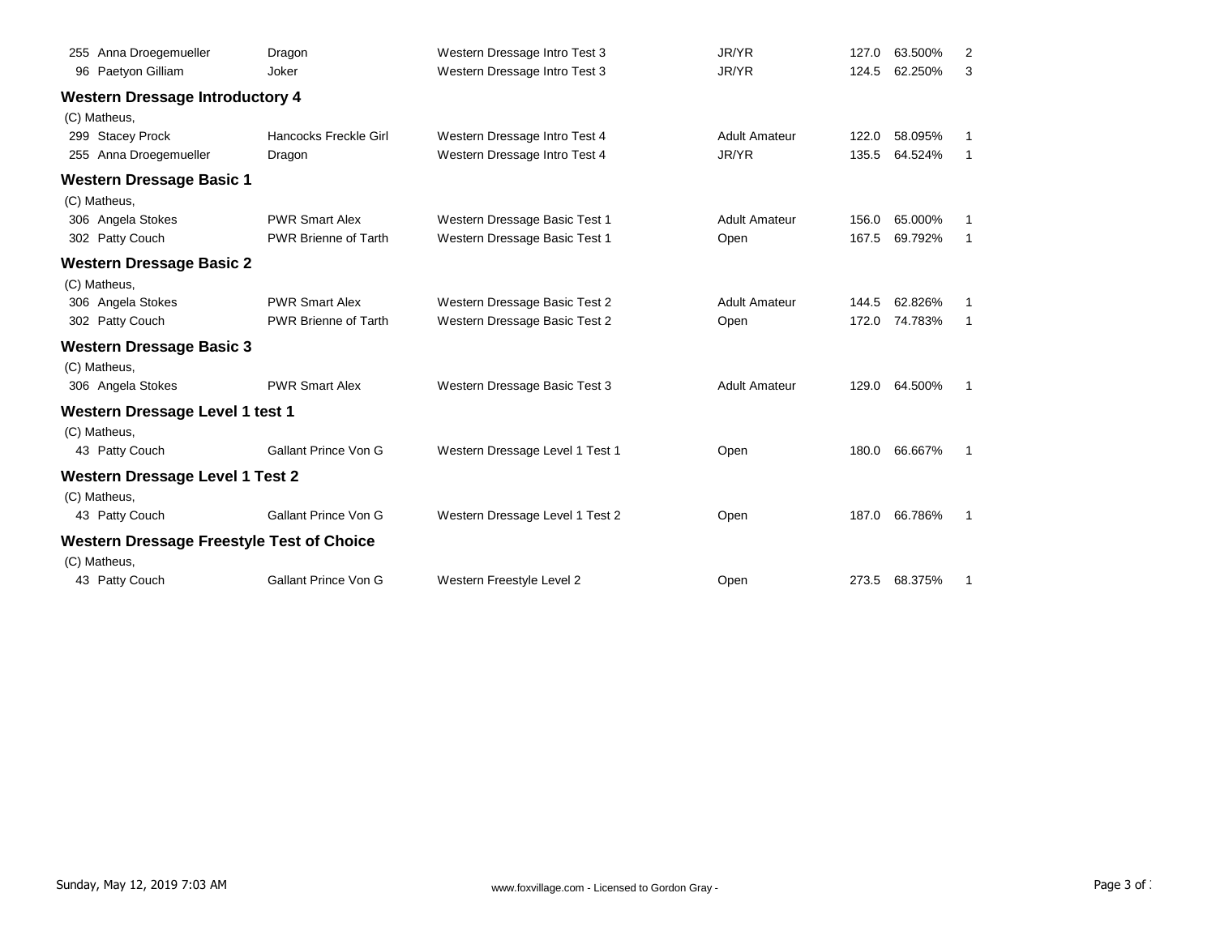| | | | | | | |
|---|---|---|---|---|---|---|
| 255 Anna Droegemueller | Dragon | Western Dressage Intro Test 3 | JR/YR | 127.0 | 63.500% | 2 |
| 96 Paetyon Gilliam | Joker | Western Dressage Intro Test 3 | JR/YR | 124.5 | 62.250% | 3 |

### Western Dressage Introductory 4

(C) Matheus,

| | | | | | | |
|---|---|---|---|---|---|---|
| 299 Stacey Prock | Hancocks Freckle Girl | Western Dressage Intro Test 4 | Adult Amateur | 122.0 | 58.095% | 1 |
| 255 Anna Droegemueller | Dragon | Western Dressage Intro Test 4 | JR/YR | 135.5 | 64.524% | 1 |

### Western Dressage Basic 1

(C) Matheus,

| | | | | | | |
|---|---|---|---|---|---|---|
| 306 Angela Stokes | PWR Smart Alex | Western Dressage Basic Test 1 | Adult Amateur | 156.0 | 65.000% | 1 |
| 302 Patty Couch | PWR Brienne of Tarth | Western Dressage Basic Test 1 | Open | 167.5 | 69.792% | 1 |

### Western Dressage Basic 2

(C) Matheus,

| | | | | | | |
|---|---|---|---|---|---|---|
| 306 Angela Stokes | PWR Smart Alex | Western Dressage Basic Test 2 | Adult Amateur | 144.5 | 62.826% | 1 |
| 302 Patty Couch | PWR Brienne of Tarth | Western Dressage Basic Test 2 | Open | 172.0 | 74.783% | 1 |

### Western Dressage Basic 3

(C) Matheus,

| | | | | | | |
|---|---|---|---|---|---|---|
| 306 Angela Stokes | PWR Smart Alex | Western Dressage Basic Test 3 | Adult Amateur | 129.0 | 64.500% | 1 |

### Western Dressage Level 1 test 1

(C) Matheus,

| | | | | | | |
|---|---|---|---|---|---|---|
| 43 Patty Couch | Gallant Prince Von G | Western Dressage Level 1 Test 1 | Open | 180.0 | 66.667% | 1 |

### Western Dressage Level 1 Test 2

(C) Matheus,

| | | | | | | |
|---|---|---|---|---|---|---|
| 43 Patty Couch | Gallant Prince Von G | Western Dressage Level 1 Test 2 | Open | 187.0 | 66.786% | 1 |

### Western Dressage Freestyle Test of Choice

(C) Matheus,

| | | | | | | |
|---|---|---|---|---|---|---|
| 43 Patty Couch | Gallant Prince Von G | Western Freestyle Level 2 | Open | 273.5 | 68.375% | 1 |